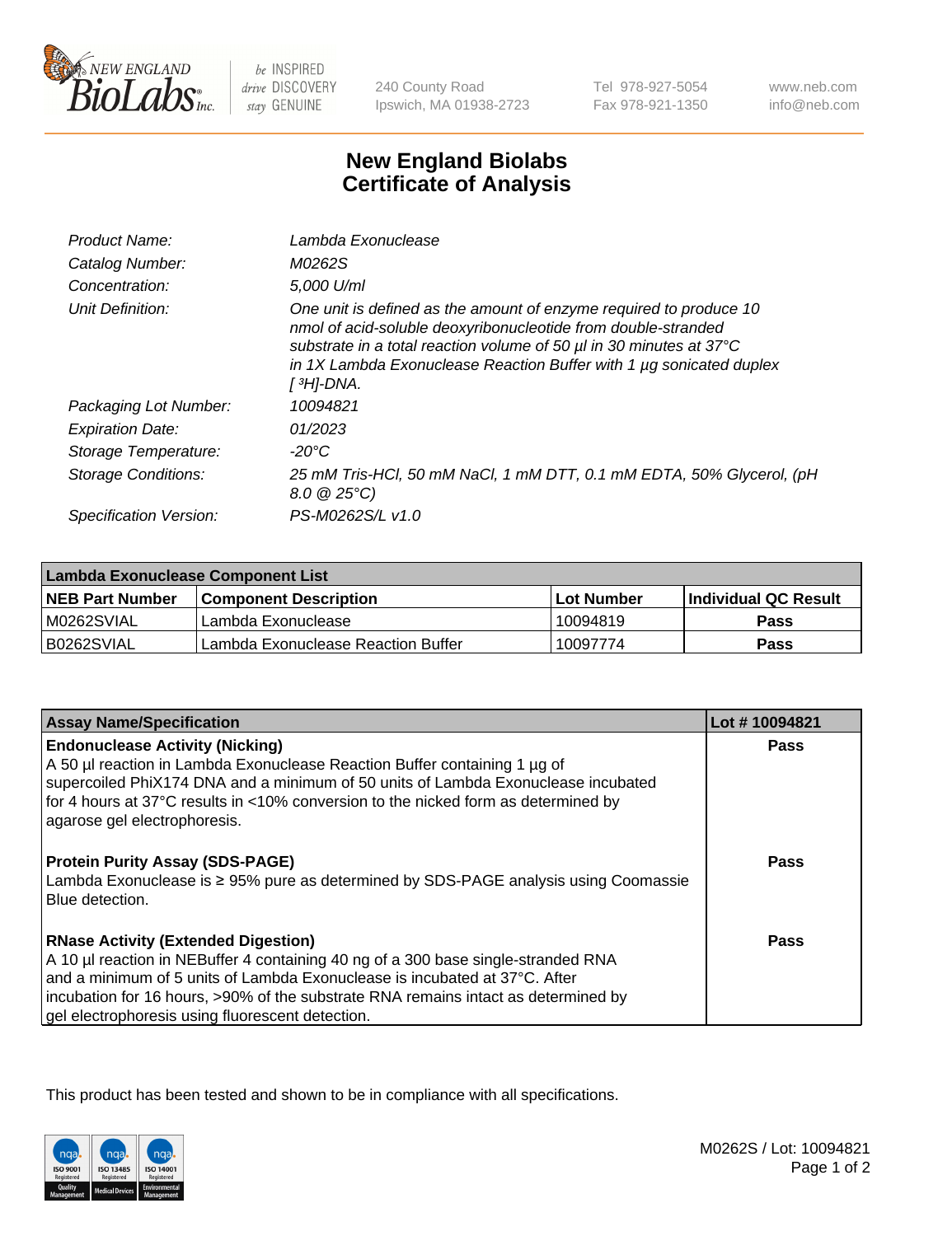New England Biolabs
be INSPIRED drive DISCOVERY stay GENUINE

240 County Road
Ipswich, MA 01938-2723

Tel 978-927-5054
Fax 978-921-1350

www.neb.com
info@neb.com

# New England Biolabs Certificate of Analysis

| | |
|---|---|
| *Product Name:* | *Lambda Exonuclease* |
| *Catalog Number:* | *M0262S* |
| *Concentration:* | *5,000 U/ml* |
| *Unit Definition:* | *One unit is defined as the amount of enzyme required to produce 10 nmol of acid-soluble deoxyribonucleotide from double-stranded substrate in a total reaction volume of 50 µl in 30 minutes at 37°C in 1X Lambda Exonuclease Reaction Buffer with 1 µg sonicated duplex [ $^3$H]-DNA.* |
| *Packaging Lot Number:* | *10094821* |
| *Expiration Date:* | *01/2023* |
| *Storage Temperature:* | *-20°C* |
| *Storage Conditions:* | *25 mM Tris-HCl, 50 mM NaCl, 1 mM DTT, 0.1 mM EDTA, 50% Glycerol, (pH 8.0 @ 25°C)* |
| *Specification Version:* | *PS-M0262S/L v1.0* |

| Lambda Exonuclease Component List | | | |
|---|---|---|---|
| **NEB Part Number** | **Component Description** | **Lot Number** | **Individual QC Result** |
| M0262SVIAL | Lambda Exonuclease | 10094819 | **Pass** |
| B0262SVIAL | Lambda Exonuclease Reaction Buffer | 10097774 | **Pass** |

| Assay Name/Specification | Lot # 10094821 |
|---|---|
| **Endonuclease Activity (Nicking)**<br>A 50 µl reaction in Lambda Exonuclease Reaction Buffer containing 1 µg of supercoiled PhiX174 DNA and a minimum of 50 units of Lambda Exonuclease incubated for 4 hours at 37°C results in <10% conversion to the nicked form as determined by agarose gel electrophoresis. | **Pass** |
| **Protein Purity Assay (SDS-PAGE)**<br>Lambda Exonuclease is ≥ 95% pure as determined by SDS-PAGE analysis using Coomassie Blue detection. | **Pass** |
| **RNase Activity (Extended Digestion)**<br>A 10 µl reaction in NEBuffer 4 containing 40 ng of a 300 base single-stranded RNA and a minimum of 5 units of Lambda Exonuclease is incubated at 37°C. After incubation for 16 hours, >90% of the substrate RNA remains intact as determined by gel electrophoresis using fluorescent detection. | **Pass** |

This product has been tested and shown to be in compliance with all specifications.

M0262S / Lot: 10094821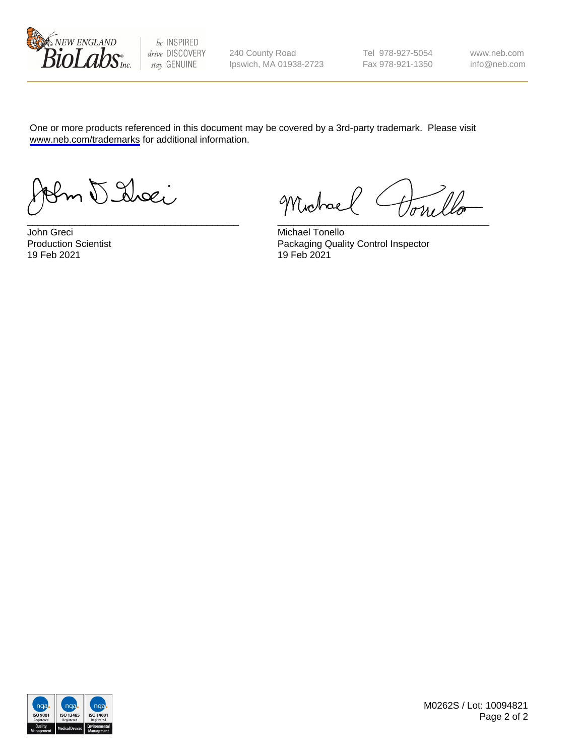One or more products referenced in this document may be covered by a 3rd-party trademark. Please visit www.neb.com/trademarks for additional information.

John Greci
Production Scientist
19 Feb 2021

Michael Tonello
Packaging Quality Control Inspector
19 Feb 2021

M0262S / Lot: 10094821